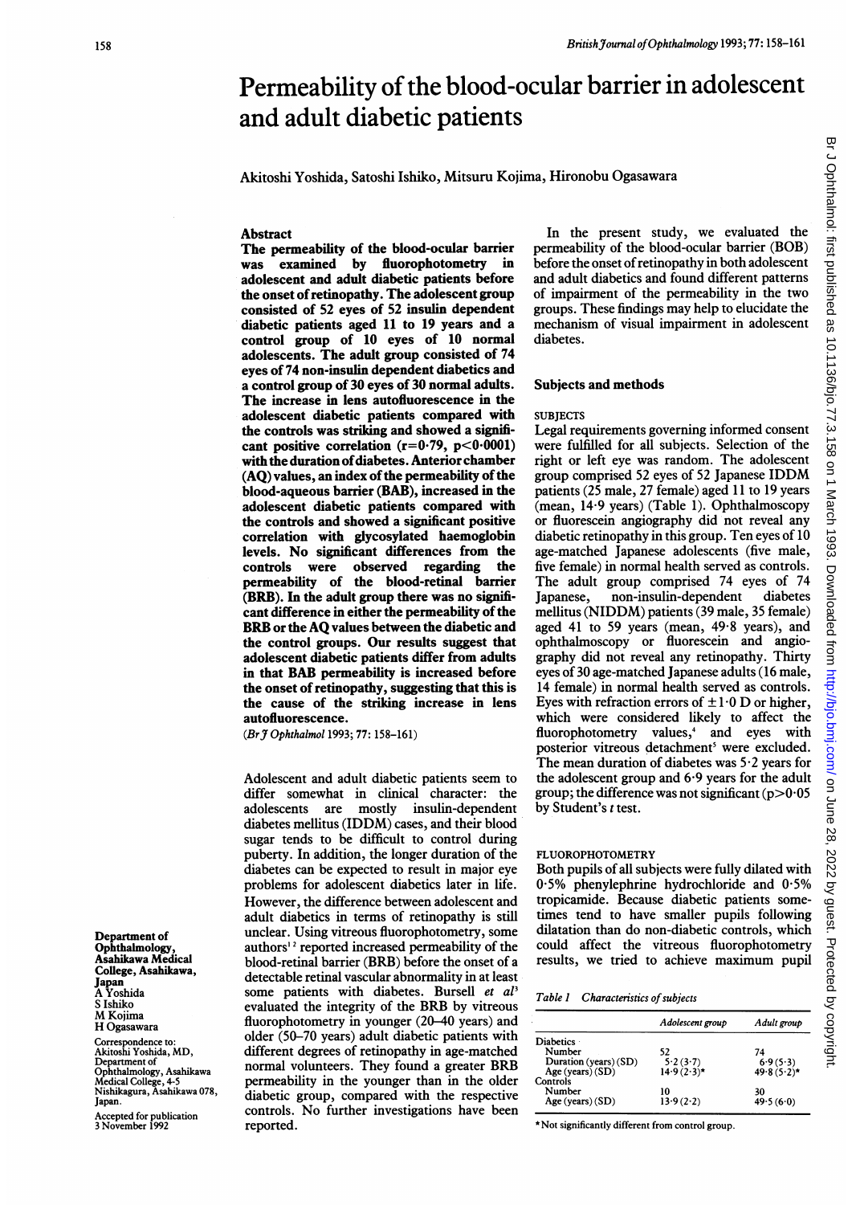# Permeability of the blood-ocular barrier in adolescent and adult diabetic patients

Akitoshi Yoshida, Satoshi Ishiko, Mitsuru Kojima, Hironobu Ogasawara

## Abstract

**The permeability of the blood-ocular barrier was examined by fluorophotometry in adolescent and adult diabetic patients before the onset of retinopathy. The adolescent group consisted of 52 eyes of 52 insulin dependent diabetic patients aged 11 to 19 years and a control group of 10 eyes of 10 normal adolescents. The adult group consisted of 74 eyes of 74 non-insulin dependent diabetics and a control group of 30 eyes of 30 normal adults. The increase in lens autofluorescence in the adolescent diabetic patients compared with the controls was striking and showed a significant positive correlation ($r=0.79$, $p<0.0001$) with the duration of diabetes. Anterior chamber (AQ) values, an index of the permeability of the blood-aqueous barrier (BAB), increased in the adolescent diabetic patients compared with the controls and showed a significant positive correlation with glycosylated haemoglobin levels. No significant differences from the controls were observed regarding the permeability of the blood-retinal barrier (BRB). In the adult group there was no significant difference in either the permeability of the BRB or the AQ values between the diabetic and the control groups. Our results suggest that adolescent diabetic patients differ from adults in that BAB permeability is increased before the onset of retinopathy, suggesting that this is the cause of the striking increase in lens autofluorescence.**

(*Br J Ophthalmol* 1993; 77: 158–161)

Adolescent and adult diabetic patients seem to differ somewhat in clinical character: the adolescents are mostly insulin-dependent diabetes mellitus (IDDM) cases, and their blood sugar tends to be difficult to control during puberty. In addition, the longer duration of the diabetes can be expected to result in major eye problems for adolescent diabetics later in life. However, the difference between adolescent and adult diabetics in terms of retinopathy is still unclear. Using vitreous fluorophotometry, some authors[1,2] reported increased permeability of the blood-retinal barrier (BRB) before the onset of a detectable retinal vascular abnormality in at least some patients with diabetes. Bursell *et al*[3] evaluated the integrity of the BRB by vitreous fluorophotometry in younger (20–40 years) and older (50–70 years) adult diabetic patients with different degrees of retinopathy in age-matched normal volunteers. They found a greater BRB permeability in the younger than in the older diabetic group, compared with the respective controls. No further investigations have been reported.

In the present study, we evaluated the permeability of the blood-ocular barrier (BOB) before the onset of retinopathy in both adolescent and adult diabetics and found different patterns of impairment of the permeability in the two groups. These findings may help to elucidate the mechanism of visual impairment in adolescent diabetes.

## Subjects and methods

### SUBJECTS

Legal requirements governing informed consent were fulfilled for all subjects. Selection of the right or left eye was random. The adolescent group comprised 52 eyes of 52 Japanese IDDM patients (25 male, 27 female) aged 11 to 19 years (mean, 14·9 years) (Table 1). Ophthalmoscopy or fluorescein angiography did not reveal any diabetic retinopathy in this group. Ten eyes of 10 age-matched Japanese adolescents (five male, five female) in normal health served as controls. The adult group comprised 74 eyes of 74 Japanese, non-insulin-dependent diabetes mellitus (NIDDM) patients (39 male, 35 female) aged 41 to 59 years (mean, 49·8 years), and ophthalmoscopy or fluorescein and angiography did not reveal any retinopathy. Thirty eyes of 30 age-matched Japanese adults (16 male, 14 female) in normal health served as controls. Eyes with refraction errors of ±1·0 D or higher, which were considered likely to affect the fluorophotometry values,[4] and eyes with posterior vitreous detachment[5] were excluded. The mean duration of diabetes was 5·2 years for the adolescent group and 6·9 years for the adult group; the difference was not significant ($p>0.05$ by Student's *t* test.

### FLUOROPHOTOMETRY

Both pupils of all subjects were fully dilated with 0·5% phenylephrine hydrochloride and 0·5% tropicamide. Because diabetic patients sometimes tend to have smaller pupils following dilatation than do non-diabetic controls, which could affect the vitreous fluorophotometry results, we tried to achieve maximum pupil

*Table 1 Characteristics of subjects*

| | *Adolescent group* | *Adult group* |
|---|---|---|
| Diabetics | | |
| Number | 52 | 74 |
| Duration (years) (SD) | 5·2 (3·7) | 6·9 (5·3) |
| Age (years) (SD) | 14·9 (2·3)* | 49·8 (5·2)* |
| Controls | | |
| Number | 10 | 30 |
| Age (years) (SD) | 13·9 (2·2) | 49·5 (6·0) |

*Not significantly different from control group.

Department of Ophthalmology, Asahikawa Medical College, Asahikawa, Japan
A Yoshida
S Ishiko
M Kojima
H Ogasawara

Correspondence to: Akitoshi Yoshida, MD, Department of Ophthalmology, Asahikawa Medical College, 4-5 Nishikagura, Asahikawa 078, Japan.

Accepted for publication 3 November 1992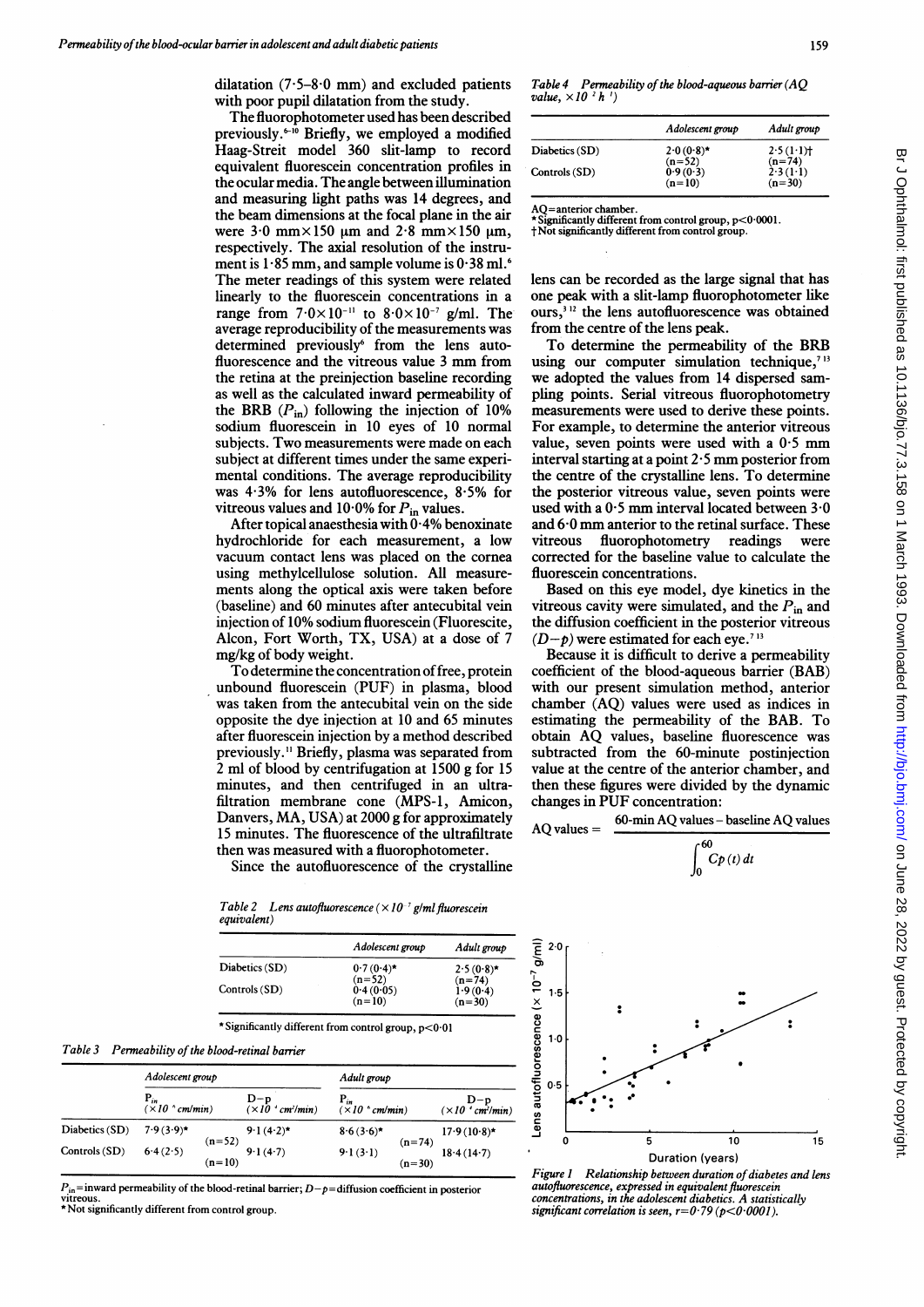dilatation (7·5–8·0 mm) and excluded patients with poor pupil dilatation from the study.

The fluorophotometer used has been described previously.[6-10] Briefly, we employed a modified Haag-Streit model 360 slit-lamp to record equivalent fluorescein concentration profiles in the ocular media. The angle between illumination and measuring light paths was 14 degrees, and the beam dimensions at the focal plane in the air were 3·0 mm×150 μm and 2·8 mm×150 μm, respectively. The axial resolution of the instrument is 1·85 mm, and sample volume is 0·38 ml.[6] The meter readings of this system were related linearly to the fluorescein concentrations in a range from $7{\cdot}0\times10^{-11}$ to $8{\cdot}0\times10^{-7}$ g/ml. The average reproducibility of the measurements was determined previously[6] from the lens autofluorescence and the vitreous value 3 mm from the retina at the preinjection baseline recording as well as the calculated inward permeability of the BRB ($P_{in}$) following the injection of 10% sodium fluorescein in 10 eyes of 10 normal subjects. Two measurements were made on each subject at different times under the same experimental conditions. The average reproducibility was 4·3% for lens autofluorescence, 8·5% for vitreous values and 10·0% for $P_{in}$ values.

After topical anaesthesia with 0·4% benoxinate hydrochloride for each measurement, a low vacuum contact lens was placed on the cornea using methylcellulose solution. All measurements along the optical axis were taken before (baseline) and 60 minutes after antecubital vein injection of 10% sodium fluorescein (Fluorescite, Alcon, Fort Worth, TX, USA) at a dose of 7 mg/kg of body weight.

To determine the concentration of free, protein unbound fluorescein (PUF) in plasma, blood was taken from the antecubital vein on the side opposite the dye injection at 10 and 65 minutes after fluorescein injection by a method described previously.[11] Briefly, plasma was separated from 2 ml of blood by centrifugation at 1500 g for 15 minutes, and then centrifuged in an ultrafiltration membrane cone (MPS-1, Amicon, Danvers, MA, USA) at 2000 g for approximately 15 minutes. The fluorescence of the ultrafiltrate then was measured with a fluorophotometer.

Since the autofluorescence of the crystalline lens can be recorded as the large signal that has one peak with a slit-lamp fluorophotometer like ours,[3 12] the lens autofluorescence was obtained from the centre of the lens peak.

To determine the permeability of the BRB using our computer simulation technique,[7 13] we adopted the values from 14 dispersed sampling points. Serial vitreous fluorophotometry measurements were used to derive these points. For example, to determine the anterior vitreous value, seven points were used with a 0·5 mm interval starting at a point 2·5 mm posterior from the centre of the crystalline lens. To determine the posterior vitreous value, seven points were used with a 0·5 mm interval located between 3·0 and 6·0 mm anterior to the retinal surface. These vitreous fluorophotometry readings were corrected for the baseline value to calculate the fluorescein concentrations.

Based on this eye model, dye kinetics in the vitreous cavity were simulated, and the $P_{in}$ and the diffusion coefficient in the posterior vitreous ($D-p$) were estimated for each eye.[7 13]

Because it is difficult to derive a permeability coefficient of the blood-aqueous barrier (BAB) with our present simulation method, anterior chamber (AQ) values were used as indices in estimating the permeability of the BAB. To obtain AQ values, baseline fluorescence was subtracted from the 60-minute postinjection value at the centre of the anterior chamber, and then these figures were divided by the dynamic changes in PUF concentration:

$$\text{AQ values} = \frac{\text{60-min AQ values} - \text{baseline AQ values}}{\int_0^{60} Cp(t)\,dt}$$

Table 2 Lens autofluorescence ($\times10^{-7}$ g/ml fluorescein equivalent)

| | Adolescent group | Adult group |
|---|---|---|
| Diabetics (SD) | 0·7 (0·4)* (n=52) | 2·5 (0·8)* (n=74) |
| Controls (SD) | 0·4 (0·05) (n=10) | 1·9 (0·4) (n=30) |

*Significantly different from control group, $p<0·01$

Table 3 Permeability of the blood-retinal barrier

| | Adolescent group | | Adult group | |
|---|---|---|---|---|
| | $P_{in}$ ($\times10^{-6}$ cm/min) | $D-p$ ($\times10^{-6}$ cm²/min) | $P_{in}$ ($\times10^{-6}$ cm/min) | $D-p$ ($\times10^{-6}$ cm²/min) |
| Diabetics (SD) | 7·9 (3·9)* | 9·1 (4·2)* | 8·6 (3·6)* | 17·9 (10·8)* |
| | (n=52) | | (n=74) | |
| Controls (SD) | 6·4 (2·5) | 9·1 (4·7) | 9·1 (3·1) | 18·4 (14·7) |
| | (n=10) | | (n=30) | |

$P_{in}$=inward permeability of the blood-retinal barrier; $D-p$=diffusion coefficient in posterior vitreous.
*Not significantly different from control group.

Table 4 Permeability of the blood-aqueous barrier (AQ value, $\times10^{-2}\,h^{-1}$)

| | Adolescent group | Adult group |
|---|---|---|
| Diabetics (SD) | 2·0 (0·8)* (n=52) | 2·5 (1·1)† (n=74) |
| Controls (SD) | 0·9 (0·3) (n=10) | 2·3 (1·1) (n=30) |

AQ=anterior chamber.
*Significantly different from control group, $p<0·0001$.
†Not significantly different from control group.

Lens autofluorescence ($\times10^{-7}$ g/ml)
2·0
1·5
1·0
0·5
0
5
10
15
Duration (years)

Figure 1 Relationship between duration of diabetes and lens autofluorescence, expressed in equivalent fluorescein concentrations, in the adolescent diabetics. A statistically significant correlation is seen, $r=0·79$ ($p<0·0001$).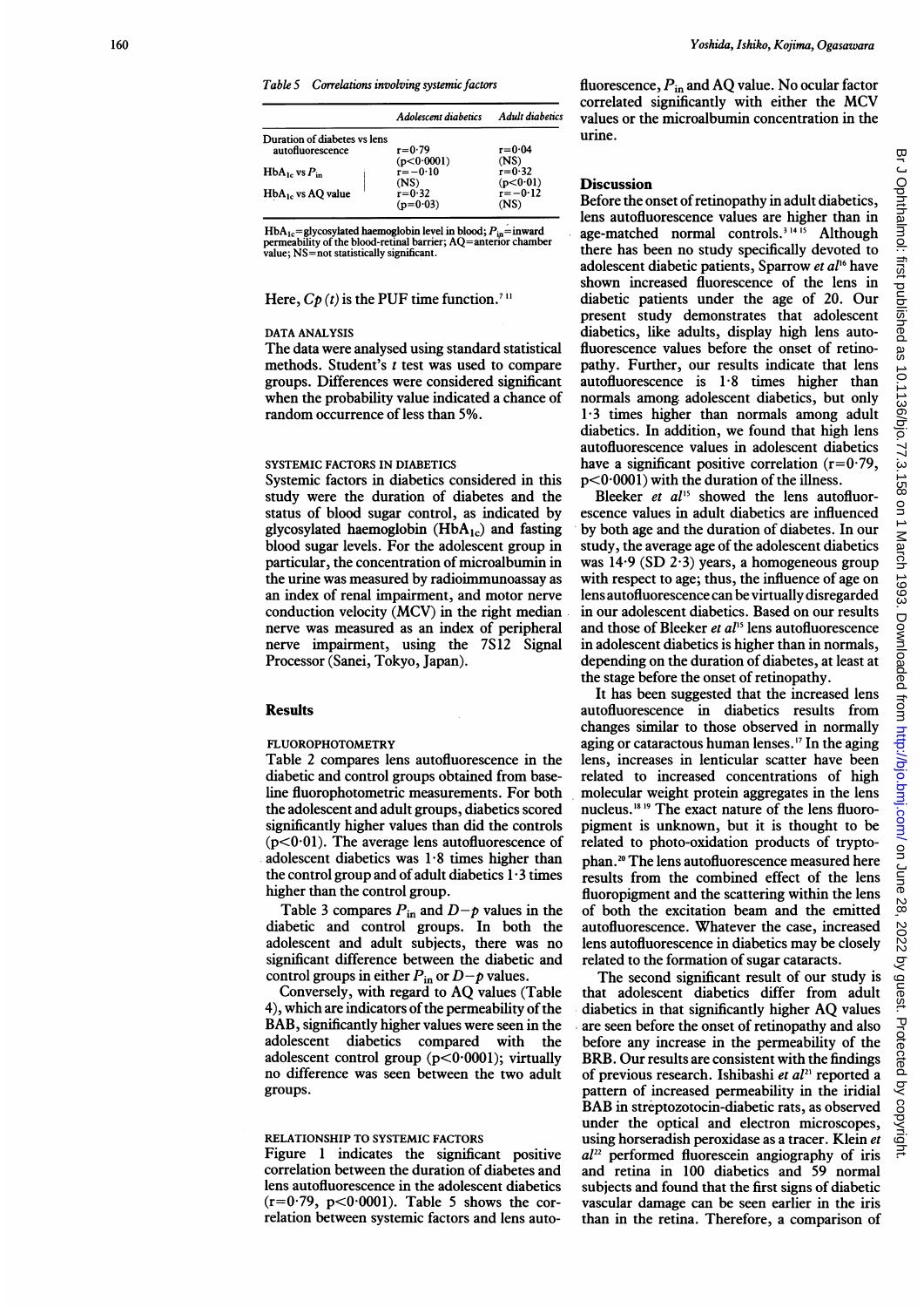Table 5 *Correlations involving systemic factors*

| | *Adolescent diabetics* | *Adult diabetics* |
|---|---|---|
| Duration of diabetes vs lens autofluorescence | $r=0.79$ ($p<0.0001$) | $r=0.04$ (NS) |
| $HbA_{1c}$ vs $P_{in}$ | $r=-0.10$ (NS) | $r=0.32$ ($p<0.01$) |
| $HbA_{1c}$ vs AQ value | $r=0.32$ ($p=0.03$) | $r=-0.12$ (NS) |

$HbA_{1c}$=glycosylated haemoglobin level in blood; $P_{in}$=inward permeability of the blood-retinal barrier; AQ=anterior chamber value; NS=not statistically significant.

Here, $Cp(t)$ is the PUF time function.[7,11]

### DATA ANALYSIS

The data were analysed using standard statistical methods. Student's *t* test was used to compare groups. Differences were considered significant when the probability value indicated a chance of random occurrence of less than 5%.

### SYSTEMIC FACTORS IN DIABETICS

Systemic factors in diabetics considered in this study were the duration of diabetes and the status of blood sugar control, as indicated by glycosylated haemoglobin ($HbA_{1c}$) and fasting blood sugar levels. For the adolescent group in particular, the concentration of microalbumin in the urine was measured by radioimmunoassay as an index of renal impairment, and motor nerve conduction velocity (MCV) in the right median nerve was measured as an index of peripheral nerve impairment, using the 7S12 Signal Processor (Sanei, Tokyo, Japan).

## Results

### FLUOROPHOTOMETRY

Table 2 compares lens autofluorescence in the diabetic and control groups obtained from baseline fluorophotometric measurements. For both the adolescent and adult groups, diabetics scored significantly higher values than did the controls ($p<0.01$). The average lens autofluorescence of adolescent diabetics was 1·8 times higher than the control group and of adult diabetics 1·3 times higher than the control group.

Table 3 compares $P_{in}$ and $D-p$ values in the diabetic and control groups. In both the adolescent and adult subjects, there was no significant difference between the diabetic and control groups in either $P_{in}$ or $D-p$ values.

Conversely, with regard to AQ values (Table 4), which are indicators of the permeability of the BAB, significantly higher values were seen in the adolescent diabetics compared with the adolescent control group ($p<0.0001$); virtually no difference was seen between the two adult groups.

### RELATIONSHIP TO SYSTEMIC FACTORS

Figure 1 indicates the significant positive correlation between the duration of diabetes and lens autofluorescence in the adolescent diabetics ($r=0.79$, $p<0.0001$). Table 5 shows the correlation between systemic factors and lens autofluorescence, $P_{in}$ and AQ value. No ocular factor correlated significantly with either the MCV values or the microalbumin concentration in the urine.

## Discussion

Before the onset of retinopathy in adult diabetics, lens autofluorescence values are higher than in age-matched normal controls.[3,14,15] Although there has been no study specifically devoted to adolescent diabetic patients, Sparrow *et al*[16] have shown increased fluorescence of the lens in diabetic patients under the age of 20. Our present study demonstrates that adolescent diabetics, like adults, display high lens autofluorescence values before the onset of retinopathy. Further, our results indicate that lens autofluorescence is 1·8 times higher than normals among adolescent diabetics, but only 1·3 times higher than normals among adult diabetics. In addition, we found that high lens autofluorescence values in adolescent diabetics have a significant positive correlation ($r=0.79$, $p<0.0001$) with the duration of the illness.

Bleeker *et al*[15] showed the lens autofluorescence values in adult diabetics are influenced by both age and the duration of diabetes. In our study, the average age of the adolescent diabetics was 14·9 (SD 2·3) years, a homogeneous group with respect to age; thus, the influence of age on lens autofluorescence can be virtually disregarded in our adolescent diabetics. Based on our results and those of Bleeker *et al*[15] lens autofluorescence in adolescent diabetics is higher than in normals, depending on the duration of diabetes, at least at the stage before the onset of retinopathy.

It has been suggested that the increased lens autofluorescence in diabetics results from changes similar to those observed in normally aging or cataractous human lenses.[17] In the aging lens, increases in lenticular scatter have been related to increased concentrations of high molecular weight protein aggregates in the lens nucleus.[18,19] The exact nature of the lens fluoropigment is unknown, but it is thought to be related to photo-oxidation products of tryptophan.[20] The lens autofluorescence measured here results from the combined effect of the lens fluoropigment and the scattering within the lens of both the excitation beam and the emitted autofluorescence. Whatever the case, increased lens autofluorescence in diabetics may be closely related to the formation of sugar cataracts.

The second significant result of our study is that adolescent diabetics differ from adult diabetics in that significantly higher AQ values are seen before the onset of retinopathy and also before any increase in the permeability of the BRB. Our results are consistent with the findings of previous research. Ishibashi *et al*[21] reported a pattern of increased permeability in the iridial BAB in streptozotocin-diabetic rats, as observed under the optical and electron microscopes, using horseradish peroxidase as a tracer. Klein *et al*[22] performed fluorescein angiography of iris and retina in 100 diabetics and 59 normal subjects and found that the first signs of diabetic vascular damage can be seen earlier in the iris than in the retina. Therefore, a comparison of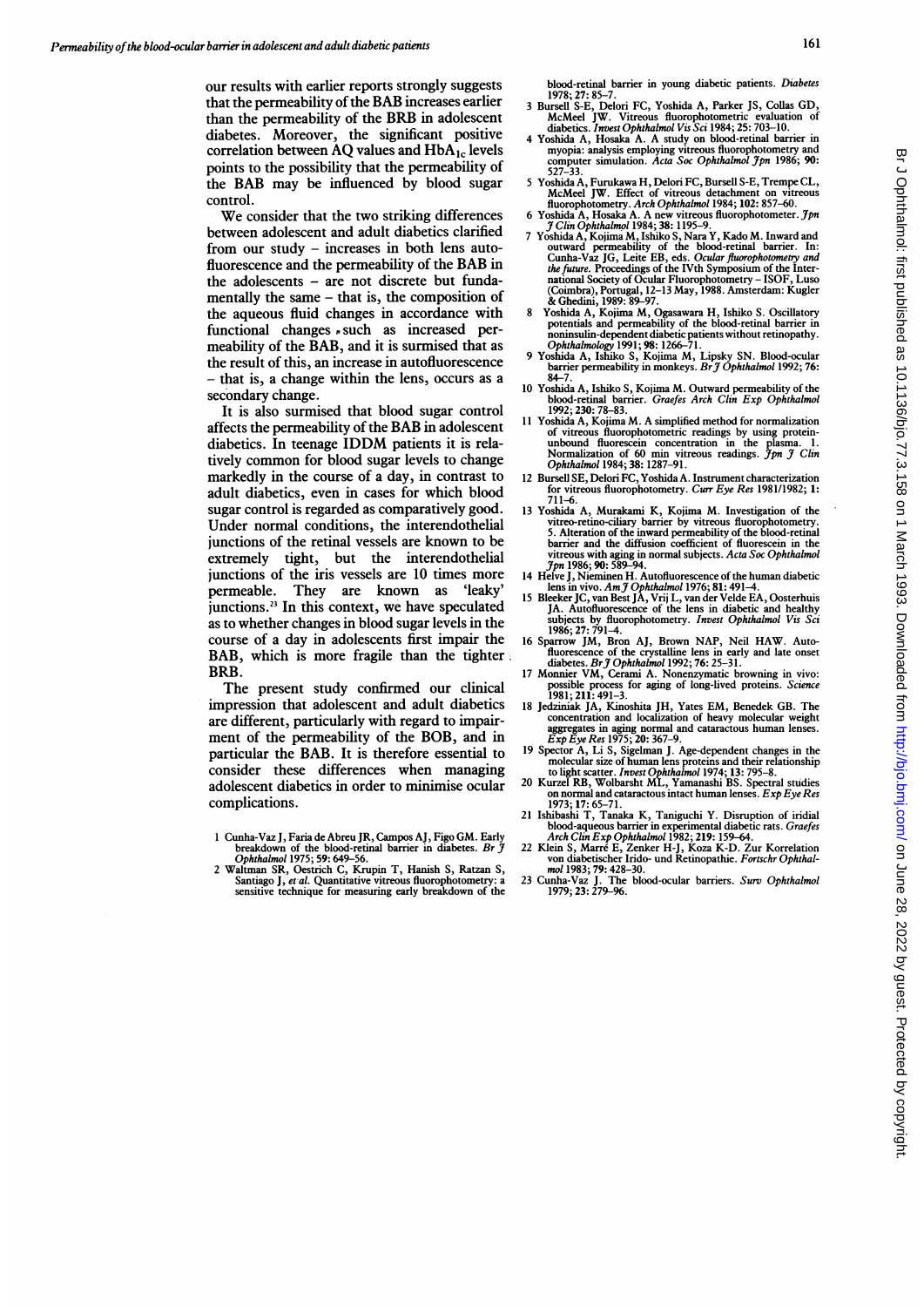our results with earlier reports strongly suggests that the permeability of the BAB increases earlier than the permeability of the BRB in adolescent diabetes. Moreover, the significant positive correlation between AQ values and $HbA_{1c}$ levels points to the possibility that the permeability of the BAB may be influenced by blood sugar control.

We consider that the two striking differences between adolescent and adult diabetics clarified from our study – increases in both lens autofluorescence and the permeability of the BAB in the adolescents – are not discrete but fundamentally the same – that is, the composition of the aqueous fluid changes in accordance with functional changes, such as increased permeability of the BAB, and it is surmised that as the result of this, an increase in autofluorescence – that is, a change within the lens, occurs as a secondary change.

It is also surmised that blood sugar control affects the permeability of the BAB in adolescent diabetics. In teenage IDDM patients it is relatively common for blood sugar levels to change markedly in the course of a day, in contrast to adult diabetics, even in cases for which blood sugar control is regarded as comparatively good. Under normal conditions, the interendothelial junctions of the retinal vessels are known to be extremely tight, but the interendothelial junctions of the iris vessels are 10 times more permeable. They are known as 'leaky' junctions.[23] In this context, we have speculated as to whether changes in blood sugar levels in the course of a day in adolescents first impair the BAB, which is more fragile than the tighter BRB.

The present study confirmed our clinical impression that adolescent and adult diabetics are different, particularly with regard to impairment of the permeability of the BOB, and in particular the BAB. It is therefore essential to consider these differences when managing adolescent diabetics in order to minimise ocular complications.

1 Cunha-Vaz J, Faria de Abreu JR, Campos AJ, Figo GM. Early breakdown of the blood-retinal barrier in diabetes. *Br J Ophthalmol* 1975; **59:** 649–56.
2 Waltman SR, Oestrich C, Krupin T, Hanish S, Ratzan S, Santiago J, *et al.* Quantitative vitreous fluorophotometry: a sensitive technique for measuring early breakdown of the blood-retinal barrier in young diabetic patients. *Diabetes* 1978; **27:** 85–7.
3 Bursell S-E, Delori FC, Yoshida A, Parker JS, Collas GD, McMeel JW. Vitreous fluorophotometric evaluation of diabetics. *Invest Ophthalmol Vis Sci* 1984; **25:** 703–10.
4 Yoshida A, Hosaka A. A study on blood-retinal barrier in myopia: analysis employing vitreous fluorophotometry and computer simulation. *Acta Soc Ophthalmol Jpn* 1986; **90:** 527–33.
5 Yoshida A, Furukawa H, Delori FC, Bursell S-E, Trempe CL, McMeel JW. Effect of vitreous detachment on vitreous fluorophotometry. *Arch Ophthalmol* 1984; **102:** 857–60.
6 Yoshida A, Hosaka A. A new vitreous fluorophotometer. *Jpn J Clin Ophthalmol* 1984; **38:** 1195–9.
7 Yoshida A, Kojima M, Ishiko S, Nara Y, Kado M. Inward and outward permeability of the blood-retinal barrier. In: Cunha-Vaz JG, Leite EB, eds. *Ocular fluorophotometry and the future.* Proceedings of the IVth Symposium of the International Society of Ocular Fluorophotometry – ISOF, Luso (Coimbra), Portugal, 12–13 May, 1988. Amsterdam: Kugler & Ghedini, 1989: 89–97.
8 Yoshida A, Kojima M, Ogasawara H, Ishiko S. Oscillatory potentials and permeability of the blood-retinal barrier in noninsulin-dependent diabetic patients without retinopathy. *Ophthalmology* 1991; **98:** 1266–71.
9 Yoshida A, Ishiko S, Kojima M, Lipsky SN. Blood-ocular barrier permeability in monkeys. *Br J Ophthalmol* 1992; **76:** 84–7.
10 Yoshida A, Ishiko S, Kojima M. Outward permeability of the blood-retinal barrier. *Graefes Arch Clin Exp Ophthalmol* 1992; **230:** 78–83.
11 Yoshida A, Kojima M. A simplified method for normalization of vitreous fluorophotometric readings by using protein-unbound fluorescein concentration in the plasma. 1. Normalization of 60 min vitreous readings. *Jpn J Clin Ophthalmol* 1984; **38:** 1287–91.
12 Bursell SE, Delori FC, Yoshida A. Instrument characterization for vitreous fluorophotometry. *Curr Eye Res* 1981/1982; **1:** 711–6.
13 Yoshida A, Murakami K, Kojima M. Investigation of the vitreo-retino-ciliary barrier by vitreous fluorophotometry. 5. Alteration of the inward permeability of the blood-retinal barrier and the diffusion coefficient of fluorescein in the vitreous with aging in normal subjects. *Acta Soc Ophthalmol Jpn* 1986; **90:** 589–94.
14 Helve J, Nieminen H. Autofluorescence of the human diabetic lens in vivo. *Am J Ophthalmol* 1976; **81:** 491–4.
15 Bleeker JC, van Best JA, Vrij L, van der Velde EA, Oosterhuis JA. Autofluorescence of the lens in diabetic and healthy subjects by fluorophotometry. *Invest Ophthalmol Vis Sci* 1986; **27:** 791–4.
16 Sparrow JM, Bron AJ, Brown NAP, Neil HAW. Autofluorescence of the crystalline lens in early and late onset diabetes. *Br J Ophthalmol* 1992; **76:** 25–31.
17 Monnier VM, Cerami A. Nonenzymatic browning in vivo: possible process for aging of long-lived proteins. *Science* 1981; **211:** 491–3.
18 Jedziniak JA, Kinoshita JH, Yates EM, Benedek GB. The concentration and localization of heavy molecular weight aggregates in aging normal and cataractous human lenses. *Exp Eye Res* 1975; **20:** 367–9.
19 Spector A, Li S, Sigelman J. Age-dependent changes in the molecular size of human lens proteins and their relationship to light scatter. *Invest Ophthalmol* 1974; **13:** 795–8.
20 Kurzel RB, Wolbarsht ML, Yamanashi BS. Spectral studies on normal and cataractous intact human lenses. *Exp Eye Res* 1973; **17:** 65–71.
21 Ishibashi T, Tanaka K, Taniguchi Y. Disruption of iridial blood-aqueous barrier in experimental diabetic rats. *Graefes Arch Clin Exp Ophthalmol* 1982; **219:** 159–64.
22 Klein S, Marré E, Zenker H-J, Koza K-D. Zur Korrelation von diabetischer Irido- und Retinopathie. *Fortschr Ophthalmol* 1983; **79:** 428–30.
23 Cunha-Vaz J. The blood-ocular barriers. *Surv Ophthalmol* 1979; **23:** 279–96.